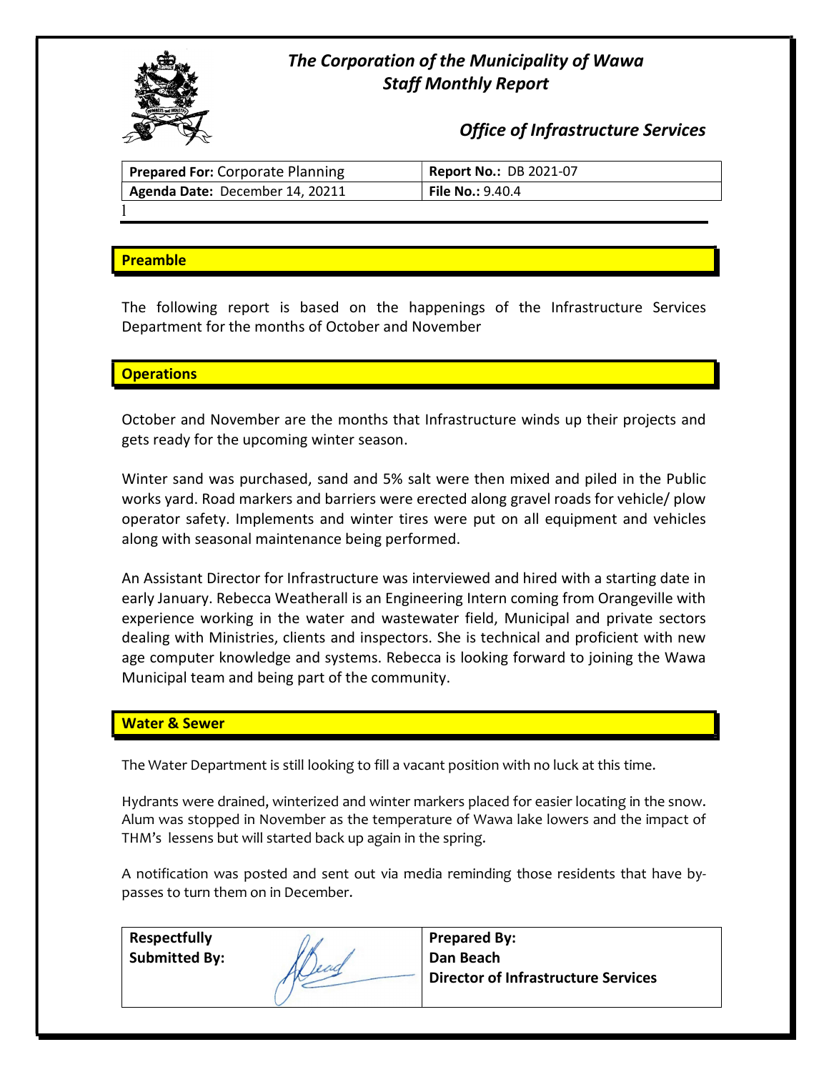# *The Corporation of the Municipality of Wawa*
## *Staff Monthly Report*

## *Office of Infrastructure Services*

| **Prepared For:** Corporate Planning | **Report No.:** DB 2021-07 |
|---|---|
| **Agenda Date:** December 14, 20211 | **File No.:** 9.40.4 |

l

## Preamble

The following report is based on the happenings of the Infrastructure Services Department for the months of October and November

## Operations

October and November are the months that Infrastructure winds up their projects and gets ready for the upcoming winter season.

Winter sand was purchased, sand and 5% salt were then mixed and piled in the Public works yard. Road markers and barriers were erected along gravel roads for vehicle/ plow operator safety. Implements and winter tires were put on all equipment and vehicles along with seasonal maintenance being performed.

An Assistant Director for Infrastructure was interviewed and hired with a starting date in early January. Rebecca Weatherall is an Engineering Intern coming from Orangeville with experience working in the water and wastewater field, Municipal and private sectors dealing with Ministries, clients and inspectors. She is technical and proficient with new age computer knowledge and systems. Rebecca is looking forward to joining the Wawa Municipal team and being part of the community.

## Water & Sewer

The Water Department is still looking to fill a vacant position with no luck at this time.

Hydrants were drained, winterized and winter markers placed for easier locating in the snow. Alum was stopped in November as the temperature of Wawa lake lowers and the impact of THM's lessens but will started back up again in the spring.

A notification was posted and sent out via media reminding those residents that have by-passes to turn them on in December.

| **Respectfully Submitted By:** | | **Prepared By:** **Dan Beach** **Director of Infrastructure Services** |
|---|---|---|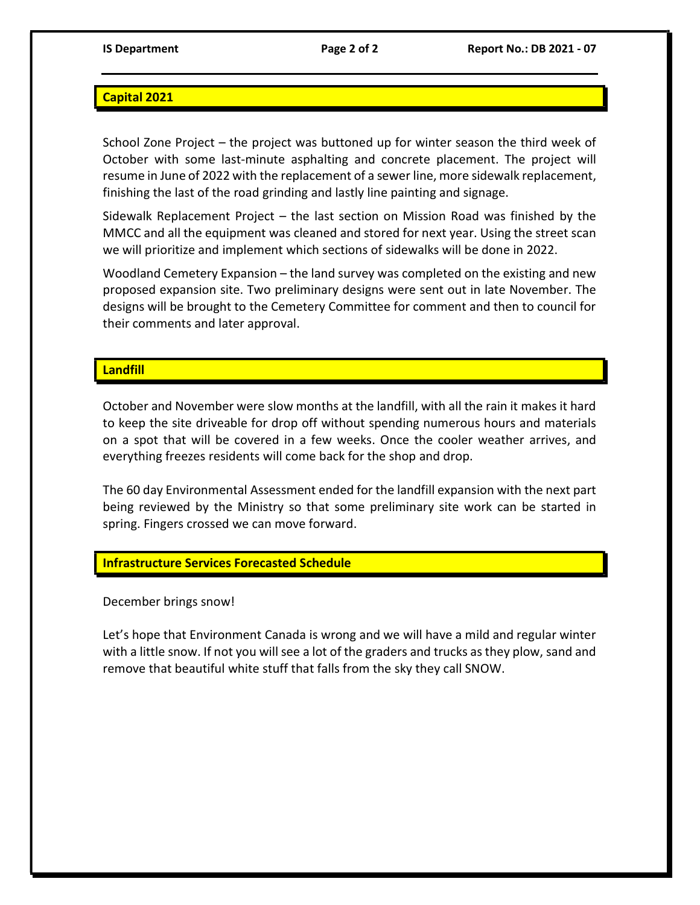## Capital 2021

School Zone Project – the project was buttoned up for winter season the third week of October with some last-minute asphalting and concrete placement. The project will resume in June of 2022 with the replacement of a sewer line, more sidewalk replacement, finishing the last of the road grinding and lastly line painting and signage.

Sidewalk Replacement Project – the last section on Mission Road was finished by the MMCC and all the equipment was cleaned and stored for next year. Using the street scan we will prioritize and implement which sections of sidewalks will be done in 2022.

Woodland Cemetery Expansion – the land survey was completed on the existing and new proposed expansion site. Two preliminary designs were sent out in late November. The designs will be brought to the Cemetery Committee for comment and then to council for their comments and later approval.

## Landfill

October and November were slow months at the landfill, with all the rain it makes it hard to keep the site driveable for drop off without spending numerous hours and materials on a spot that will be covered in a few weeks. Once the cooler weather arrives, and everything freezes residents will come back for the shop and drop.

The 60 day Environmental Assessment ended for the landfill expansion with the next part being reviewed by the Ministry so that some preliminary site work can be started in spring. Fingers crossed we can move forward.

## Infrastructure Services Forecasted Schedule

December brings snow!

Let's hope that Environment Canada is wrong and we will have a mild and regular winter with a little snow. If not you will see a lot of the graders and trucks as they plow, sand and remove that beautiful white stuff that falls from the sky they call SNOW.